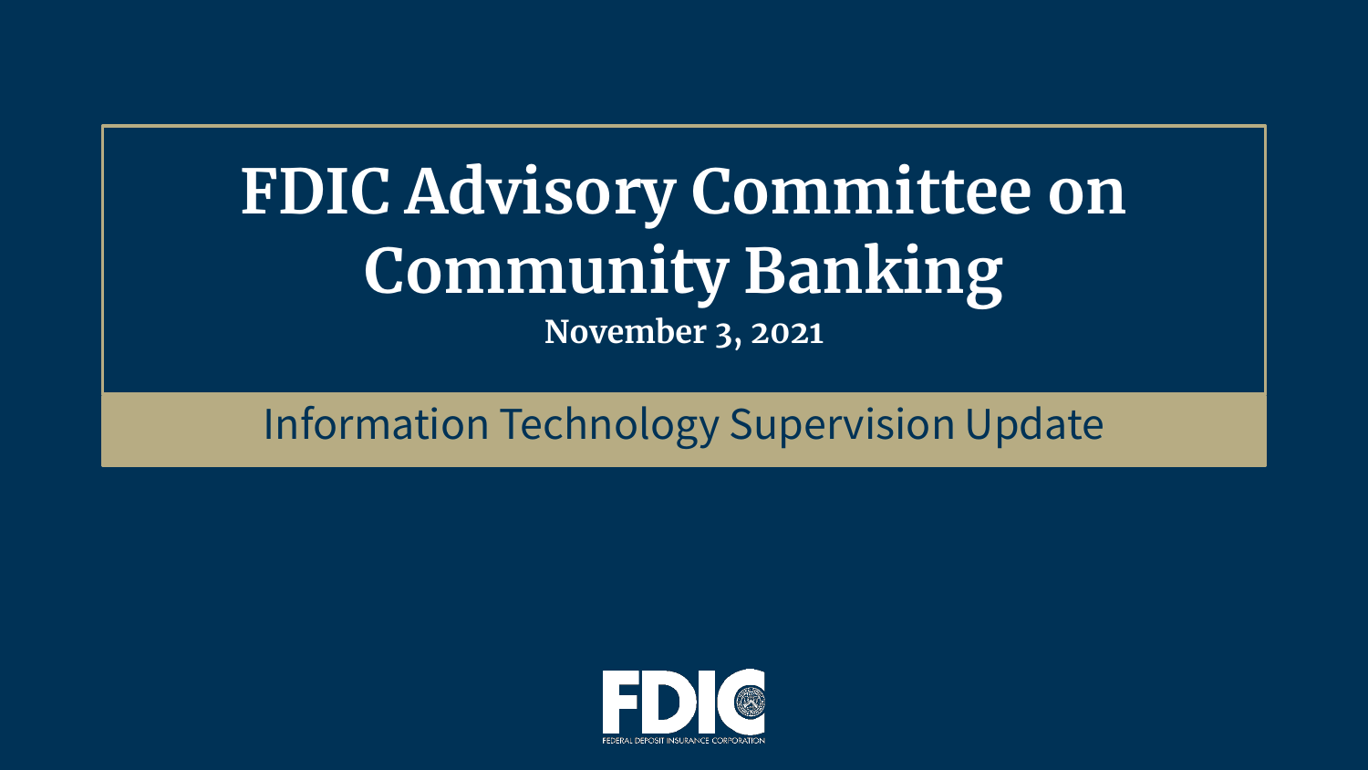# FDIC Advisory Committee on Community Banking

**November 3, 2021**

## Information Technology Supervision Update

FDIC

FEDERAL DEPOSIT INSURANCE CORPORATION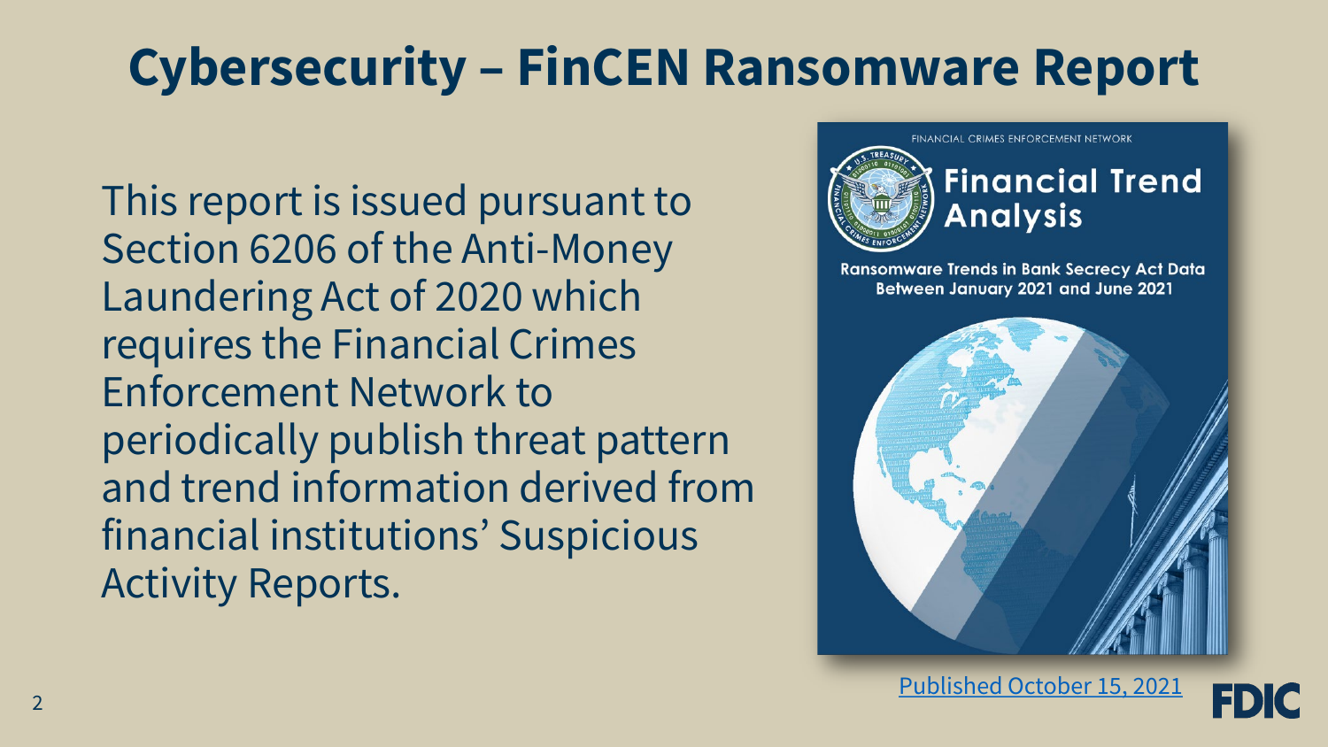# Cybersecurity – FinCEN Ransomware Report

This report is issued pursuant to Section 6206 of the Anti-Money Laundering Act of 2020 which requires the Financial Crimes Enforcement Network to periodically publish threat pattern and trend information derived from financial institutions' Suspicious Activity Reports.

FINANCIAL CRIMES ENFORCEMENT NETWORK

**Financial Trend Analysis**

**Ransomware Trends in Bank Secrecy Act Data Between January 2021 and June 2021**

Published October 15, 2021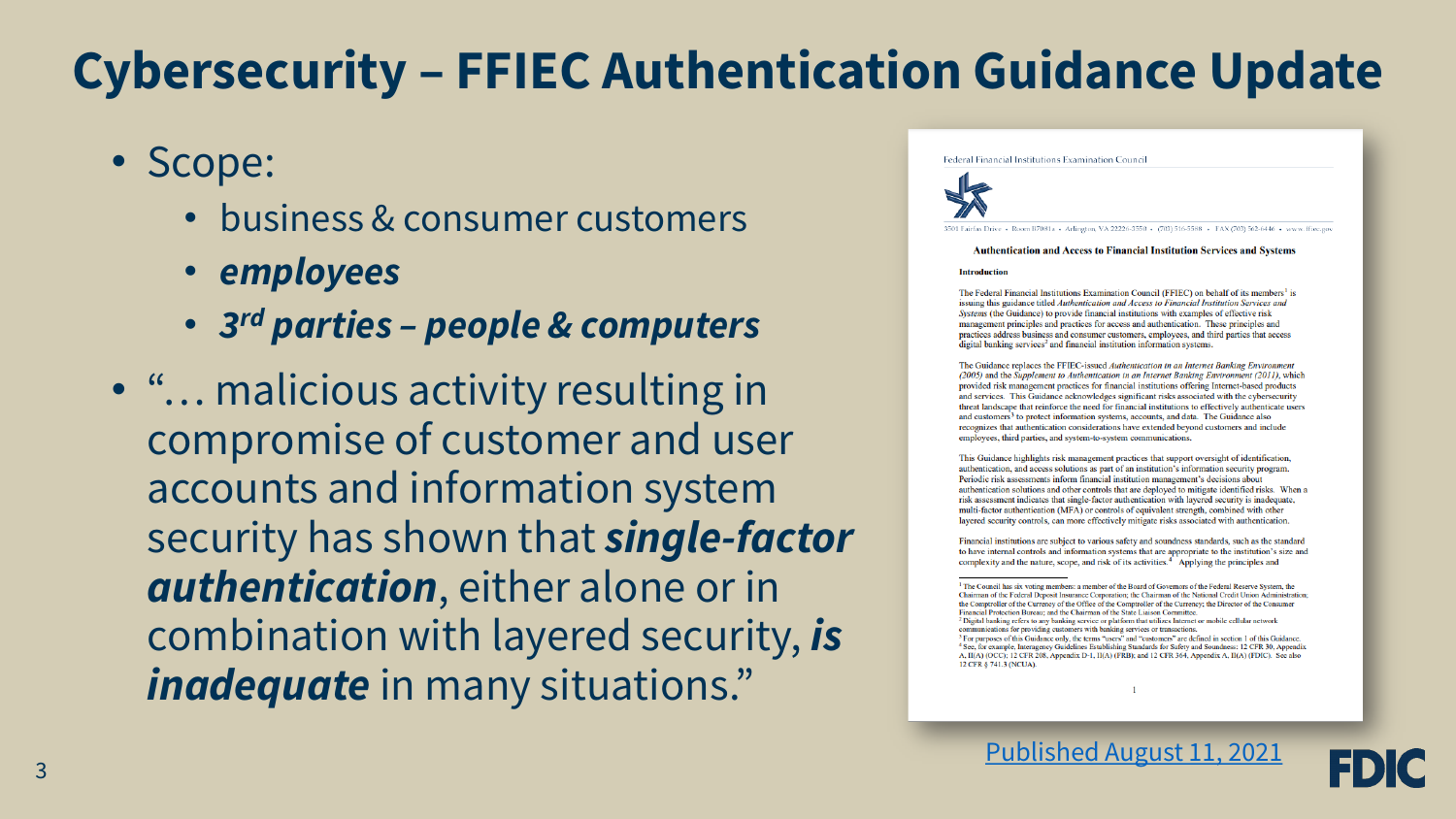# Cybersecurity – FFIEC Authentication Guidance Update

- Scope:
  - business & consumer customers
  - ***employees***
  - ***3rd parties – people & computers***
- "… malicious activity resulting in compromise of customer and user accounts and information system security has shown that ***single-factor authentication***, either alone or in combination with layered security, ***is inadequate*** in many situations."

Federal Financial Institutions Examination Council

3501 Fairfax Drive • Room B7081a • Arlington, VA 22226-3550 • (703) 516-5588 • FAX (703) 562-6446 • www.ffiec.gov

**Authentication and Access to Financial Institution Services and Systems**

**Introduction**

The Federal Financial Institutions Examination Council (FFIEC) on behalf of its members[1] is issuing this guidance titled *Authentication and Access to Financial Institution Services and Systems* (the Guidance) to provide financial institutions with examples of effective risk management principles and practices for access and authentication. These principles and practices address business and consumer customers, employees, and third parties that access digital banking services[2] and financial institution information systems.

The Guidance replaces the FFIEC-issued *Authentication in an Internet Banking Environment (2005)* and the *Supplement to Authentication in an Internet Banking Environment (2011)*, which provided risk management practices for financial institutions offering Internet-based products and services. This Guidance acknowledges significant risks associated with the cybersecurity threat landscape that reinforce the need for financial institutions to effectively authenticate users and customers[3] to protect information systems, accounts, and data. The Guidance also recognizes that authentication considerations have extended beyond customers and include employees, third parties, and system-to-system communications.

This Guidance highlights risk management practices that support oversight of identification, authentication, and access solutions as part of an institution's information security program. Periodic risk assessments inform financial institution management's decisions about authentication solutions and other controls that are deployed to mitigate identified risks. When a risk assessment indicates that single-factor authentication with layered security is inadequate, multi-factor authentication (MFA) or controls of equivalent strength, combined with other layered security controls, can more effectively mitigate risks associated with authentication.

Financial institutions are subject to various safety and soundness standards, such as the standard to have internal controls and information systems that are appropriate to the institution's size and complexity and the nature, scope, and risk of its activities.[4] Applying the principles and

[1] The Council has six voting members: a member of the Board of Governors of the Federal Reserve System, the Chairman of the Federal Deposit Insurance Corporation; the Chairman of the National Credit Union Administration; the Comptroller of the Currency of the Office of the Comptroller of the Currency; the Director of the Consumer Financial Protection Bureau; and the Chairman of the State Liaison Committee.
[2] Digital banking refers to any banking service or platform that utilizes Internet or mobile cellular network communications for providing customers with banking services or transactions.
[3] For purposes of this Guidance only, the terms "users" and "customers" are defined in section 1 of this Guidance.
[4] See, for example, Interagency Guidelines Establishing Standards for Safety and Soundness: 12 CFR 30, Appendix A, II(A) (OCC); 12 CFR 208, Appendix D-1, II(A) (FRB); and 12 CFR 364, Appendix A, II(A) (FDIC). See also 12 CFR § 741.3 (NCUA).

1

Published August 11, 2021

FDIC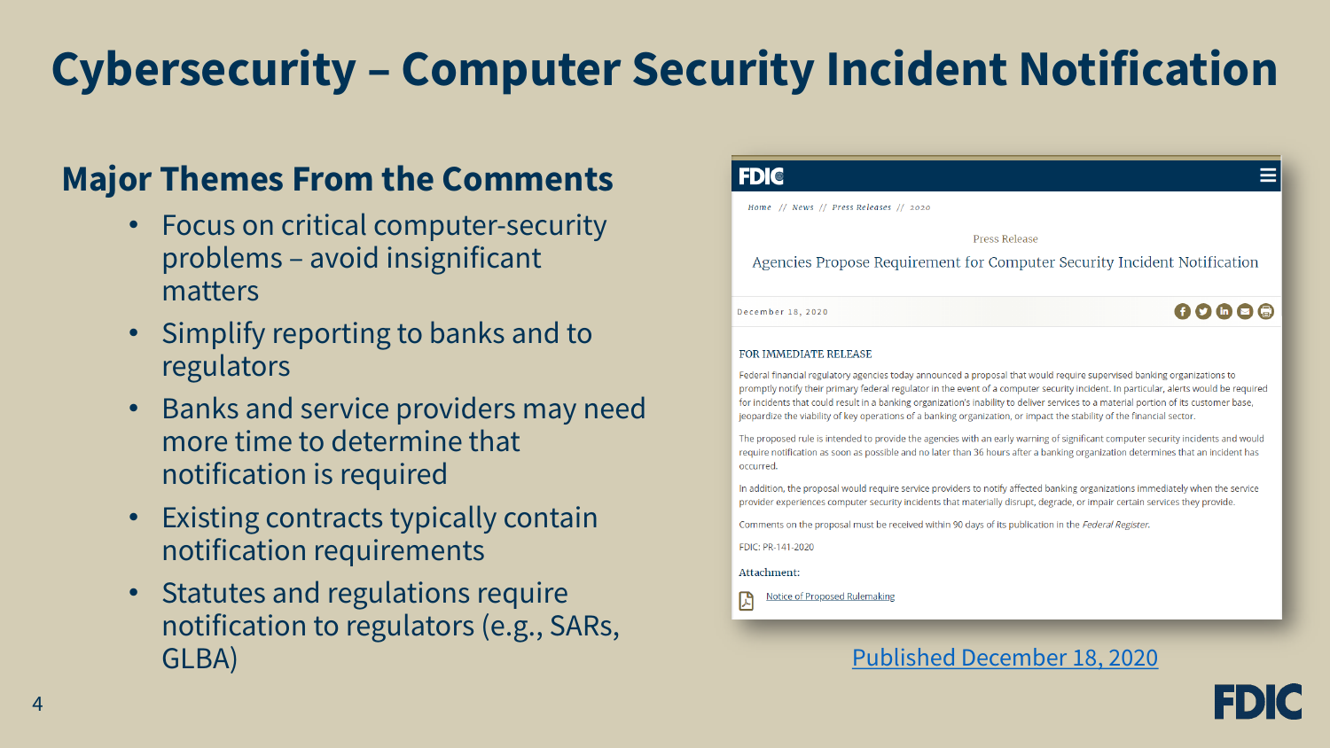# Cybersecurity – Computer Security Incident Notification

## Major Themes From the Comments

- Focus on critical computer-security problems – avoid insignificant matters
- Simplify reporting to banks and to regulators
- Banks and service providers may need more time to determine that notification is required
- Existing contracts typically contain notification requirements
- Statutes and regulations require notification to regulators (e.g., SARs, GLBA)

FDIC

Home // News // Press Releases // 2020

Press Release

Agencies Propose Requirement for Computer Security Incident Notification

December 18, 2020

FOR IMMEDIATE RELEASE

Federal financial regulatory agencies today announced a proposal that would require supervised banking organizations to promptly notify their primary federal regulator in the event of a computer security incident. In particular, alerts would be required for incidents that could result in a banking organization's inability to deliver services to a material portion of its customer base, jeopardize the viability of key operations of a banking organization, or impact the stability of the financial sector.

The proposed rule is intended to provide the agencies with an early warning of significant computer security incidents and would require notification as soon as possible and no later than 36 hours after a banking organization determines that an incident has occurred.

In addition, the proposal would require service providers to notify affected banking organizations immediately when the service provider experiences computer security incidents that materially disrupt, degrade, or impair certain services they provide.

Comments on the proposal must be received within 90 days of its publication in the *Federal Register*.

FDIC: PR-141-2020

Attachment:

Notice of Proposed Rulemaking

Published December 18, 2020